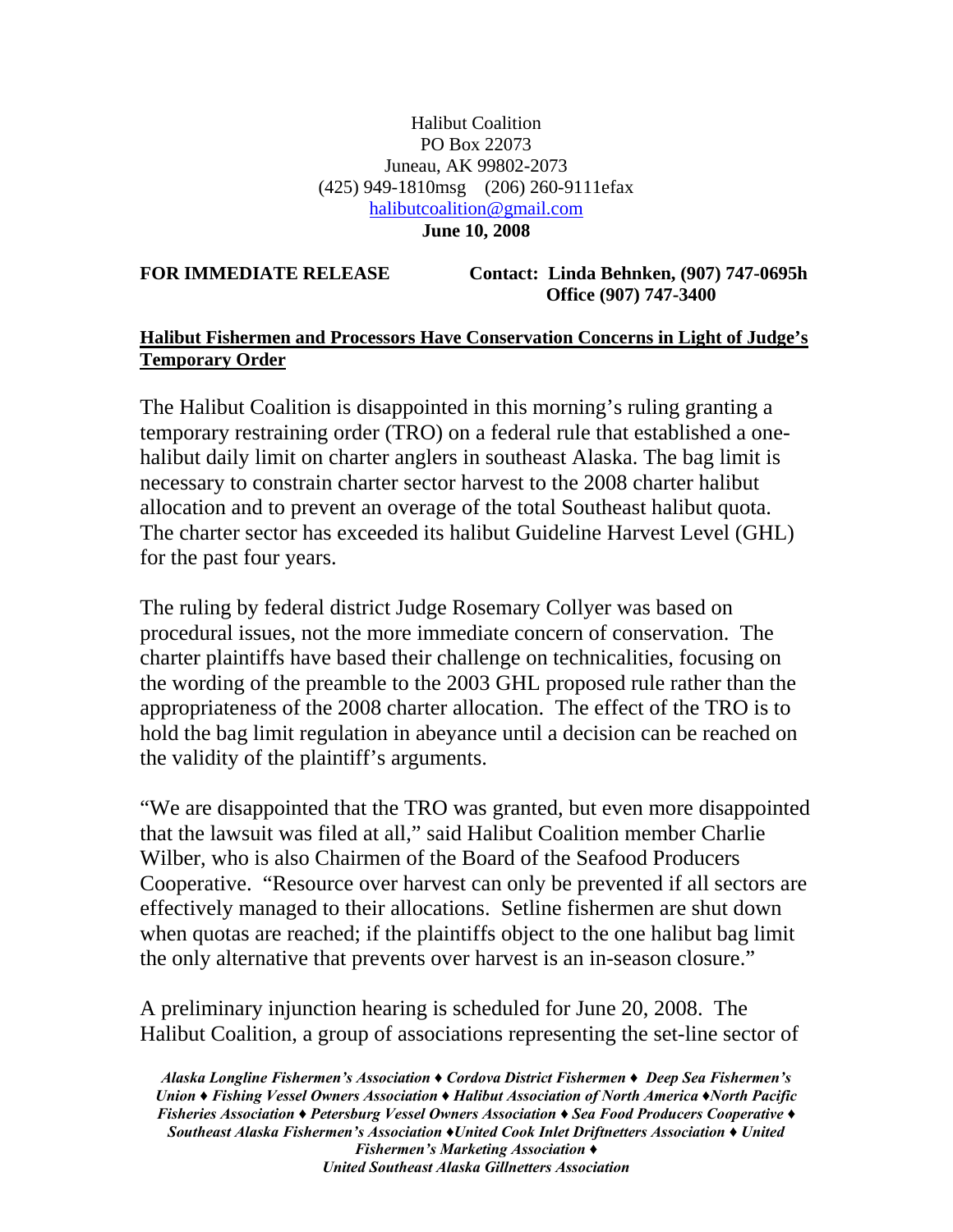Halibut Coalition
PO Box 22073
Juneau, AK 99802-2073
(425) 949-1810msg (206) 260-9111efax
halibutcoalition@gmail.com
**June 10, 2008**

**FOR IMMEDIATE RELEASE** **Contact: Linda Behnken, (907) 747-0695h**
**Office (907) 747-3400**

**Halibut Fishermen and Processors Have Conservation Concerns in Light of Judge's Temporary Order**

The Halibut Coalition is disappointed in this morning's ruling granting a temporary restraining order (TRO) on a federal rule that established a one-halibut daily limit on charter anglers in southeast Alaska. The bag limit is necessary to constrain charter sector harvest to the 2008 charter halibut allocation and to prevent an overage of the total Southeast halibut quota. The charter sector has exceeded its halibut Guideline Harvest Level (GHL) for the past four years.

The ruling by federal district Judge Rosemary Collyer was based on procedural issues, not the more immediate concern of conservation. The charter plaintiffs have based their challenge on technicalities, focusing on the wording of the preamble to the 2003 GHL proposed rule rather than the appropriateness of the 2008 charter allocation. The effect of the TRO is to hold the bag limit regulation in abeyance until a decision can be reached on the validity of the plaintiff's arguments.

"We are disappointed that the TRO was granted, but even more disappointed that the lawsuit was filed at all," said Halibut Coalition member Charlie Wilber, who is also Chairmen of the Board of the Seafood Producers Cooperative. "Resource over harvest can only be prevented if all sectors are effectively managed to their allocations. Setline fishermen are shut down when quotas are reached; if the plaintiffs object to the one halibut bag limit the only alternative that prevents over harvest is an in-season closure."

A preliminary injunction hearing is scheduled for June 20, 2008. The Halibut Coalition, a group of associations representing the set-line sector of

*Alaska Longline Fishermen's Association ♦ Cordova District Fishermen ♦ Deep Sea Fishermen's Union ♦ Fishing Vessel Owners Association ♦ Halibut Association of North America ♦North Pacific Fisheries Association ♦ Petersburg Vessel Owners Association ♦ Sea Food Producers Cooperative ♦ Southeast Alaska Fishermen's Association ♦United Cook Inlet Driftnetters Association ♦ United Fishermen's Marketing Association ♦ United Southeast Alaska Gillnetters Association*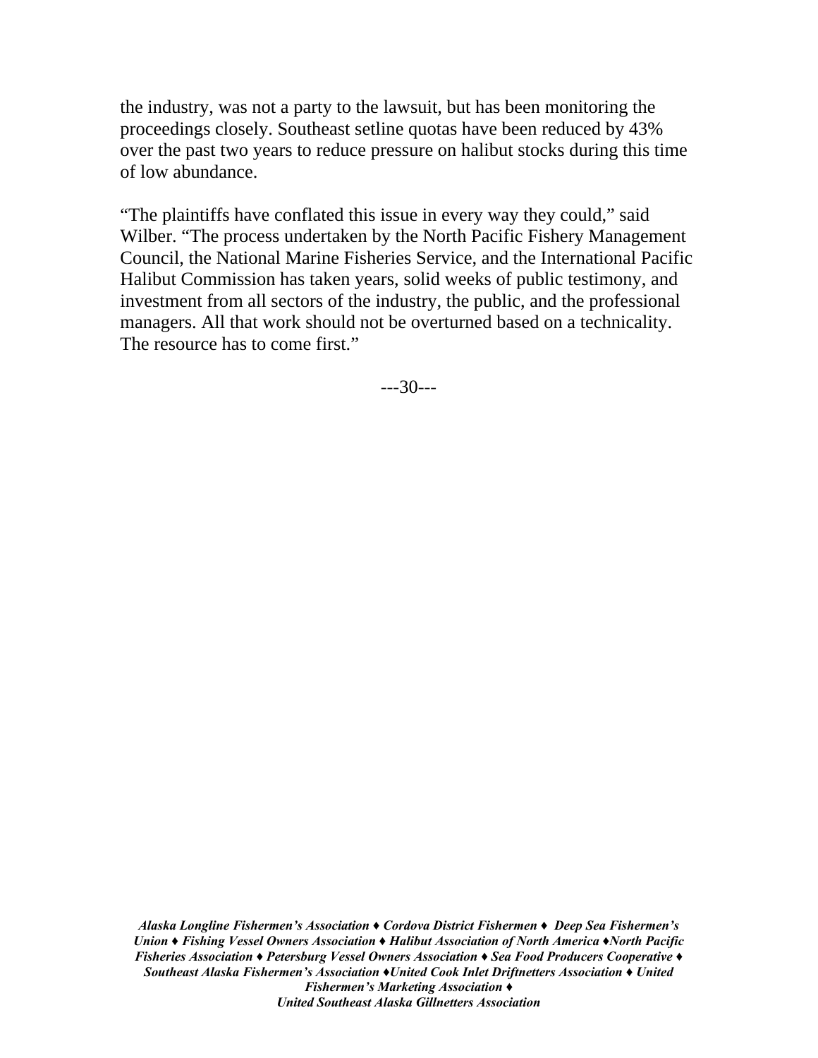the industry, was not a party to the lawsuit, but has been monitoring the proceedings closely. Southeast setline quotas have been reduced by 43% over the past two years to reduce pressure on halibut stocks during this time of low abundance.

"The plaintiffs have conflated this issue in every way they could," said Wilber. "The process undertaken by the North Pacific Fishery Management Council, the National Marine Fisheries Service, and the International Pacific Halibut Commission has taken years, solid weeks of public testimony, and investment from all sectors of the industry, the public, and the professional managers. All that work should not be overturned based on a technicality. The resource has to come first."

---30---

***Alaska Longline Fishermen's Association ♦ Cordova District Fishermen ♦ Deep Sea Fishermen's Union ♦ Fishing Vessel Owners Association ♦ Halibut Association of North America ♦North Pacific Fisheries Association ♦ Petersburg Vessel Owners Association ♦ Sea Food Producers Cooperative ♦ Southeast Alaska Fishermen's Association ♦United Cook Inlet Driftnetters Association ♦ United Fishermen's Marketing Association ♦ United Southeast Alaska Gillnetters Association***